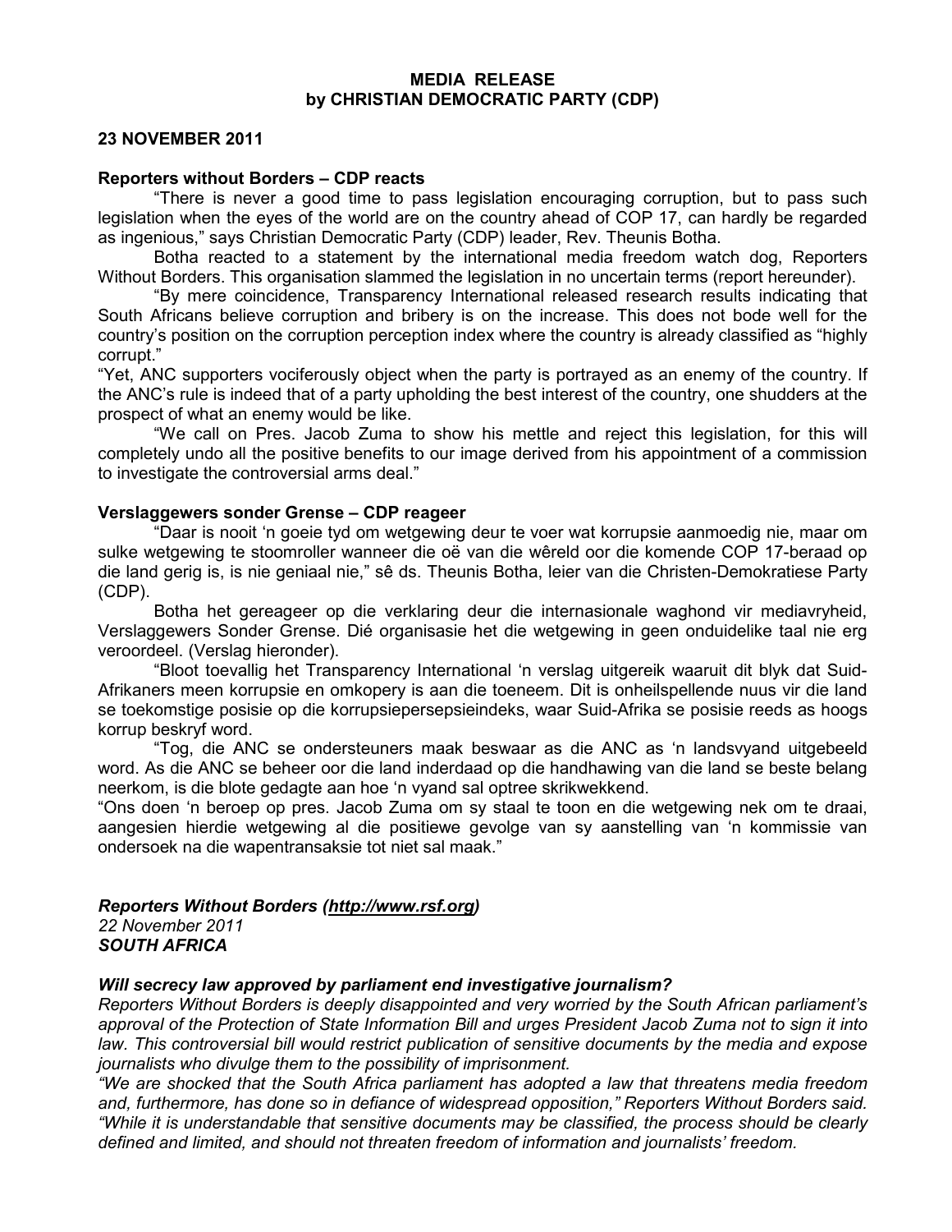**MEDIA RELEASE**
**by CHRISTIAN DEMOCRATIC PARTY (CDP)**

**23 NOVEMBER 2011**

**Reporters without Borders – CDP reacts**

"There is never a good time to pass legislation encouraging corruption, but to pass such legislation when the eyes of the world are on the country ahead of COP 17, can hardly be regarded as ingenious," says Christian Democratic Party (CDP) leader, Rev. Theunis Botha.

Botha reacted to a statement by the international media freedom watch dog, Reporters Without Borders. This organisation slammed the legislation in no uncertain terms (report hereunder).

"By mere coincidence, Transparency International released research results indicating that South Africans believe corruption and bribery is on the increase. This does not bode well for the country's position on the corruption perception index where the country is already classified as "highly corrupt."

"Yet, ANC supporters vociferously object when the party is portrayed as an enemy of the country. If the ANC's rule is indeed that of a party upholding the best interest of the country, one shudders at the prospect of what an enemy would be like.

"We call on Pres. Jacob Zuma to show his mettle and reject this legislation, for this will completely undo all the positive benefits to our image derived from his appointment of a commission to investigate the controversial arms deal."

**Verslaggewers sonder Grense – CDP reageer**

"Daar is nooit 'n goeie tyd om wetgewing deur te voer wat korrupsie aanmoedig nie, maar om sulke wetgewing te stoomroller wanneer die oë van die wêreld oor die komende COP 17-beraad op die land gerig is, is nie geniaal nie," sê ds. Theunis Botha, leier van die Christen-Demokratiese Party (CDP).

Botha het gereageer op die verklaring deur die internasionale waghond vir mediavryheid, Verslaggewers Sonder Grense. Dié organisasie het die wetgewing in geen onduidelike taal nie erg veroordeel. (Verslag hieronder).

"Bloot toevallig het Transparency International 'n verslag uitgereik waaruit dit blyk dat Suid-Afrikaners meen korrupsie en omkopery is aan die toeneem. Dit is onheilspellende nuus vir die land se toekomstige posisie op die korrupsiepersepsieindeks, waar Suid-Afrika se posisie reeds as hoogs korrup beskryf word.

"Tog, die ANC se ondersteuners maak beswaar as die ANC as 'n landsvyand uitgebeeld word. As die ANC se beheer oor die land inderdaad op die handhawing van die land se beste belang neerkom, is die blote gedagte aan hoe 'n vyand sal optree skrikwekkend.

"Ons doen 'n beroep op pres. Jacob Zuma om sy staal te toon en die wetgewing nek om te draai, aangesien hierdie wetgewing al die positiewe gevolge van sy aanstelling van 'n kommissie van ondersoek na die wapentransaksie tot niet sal maak."

***Reporters Without Borders (http://www.rsf.org)***
*22 November 2011*
***SOUTH AFRICA***

***Will secrecy law approved by parliament end investigative journalism?***

*Reporters Without Borders is deeply disappointed and very worried by the South African parliament's approval of the Protection of State Information Bill and urges President Jacob Zuma not to sign it into law. This controversial bill would restrict publication of sensitive documents by the media and expose journalists who divulge them to the possibility of imprisonment.*

*"We are shocked that the South Africa parliament has adopted a law that threatens media freedom and, furthermore, has done so in defiance of widespread opposition," Reporters Without Borders said. "While it is understandable that sensitive documents may be classified, the process should be clearly defined and limited, and should not threaten freedom of information and journalists' freedom.*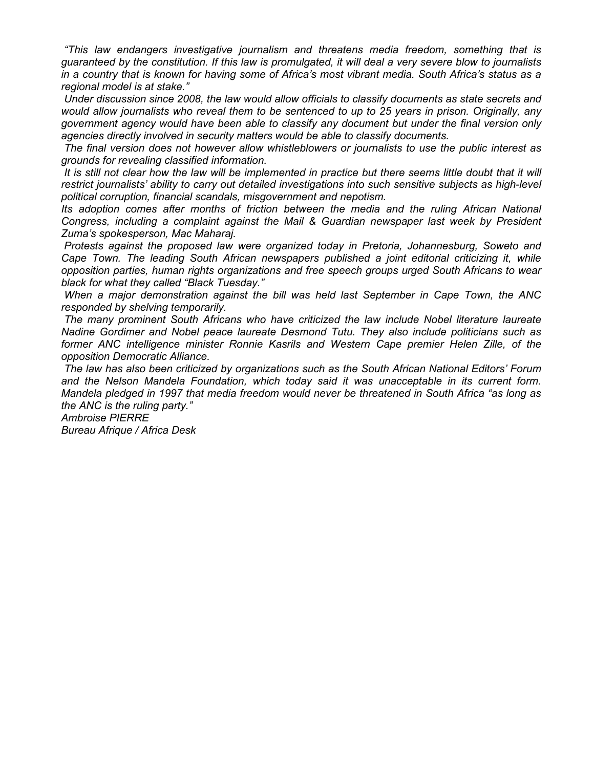*"This law endangers investigative journalism and threatens media freedom, something that is guaranteed by the constitution. If this law is promulgated, it will deal a very severe blow to journalists in a country that is known for having some of Africa's most vibrant media. South Africa's status as a regional model is at stake."*

*Under discussion since 2008, the law would allow officials to classify documents as state secrets and would allow journalists who reveal them to be sentenced to up to 25 years in prison. Originally, any government agency would have been able to classify any document but under the final version only agencies directly involved in security matters would be able to classify documents.*

*The final version does not however allow whistleblowers or journalists to use the public interest as grounds for revealing classified information.*

*It is still not clear how the law will be implemented in practice but there seems little doubt that it will restrict journalists' ability to carry out detailed investigations into such sensitive subjects as high-level political corruption, financial scandals, misgovernment and nepotism.*

*Its adoption comes after months of friction between the media and the ruling African National Congress, including a complaint against the Mail & Guardian newspaper last week by President Zuma's spokesperson, Mac Maharaj.*

*Protests against the proposed law were organized today in Pretoria, Johannesburg, Soweto and Cape Town. The leading South African newspapers published a joint editorial criticizing it, while opposition parties, human rights organizations and free speech groups urged South Africans to wear black for what they called "Black Tuesday."*

*When a major demonstration against the bill was held last September in Cape Town, the ANC responded by shelving temporarily.*

*The many prominent South Africans who have criticized the law include Nobel literature laureate Nadine Gordimer and Nobel peace laureate Desmond Tutu. They also include politicians such as former ANC intelligence minister Ronnie Kasrils and Western Cape premier Helen Zille, of the opposition Democratic Alliance.*

*The law has also been criticized by organizations such as the South African National Editors' Forum and the Nelson Mandela Foundation, which today said it was unacceptable in its current form. Mandela pledged in 1997 that media freedom would never be threatened in South Africa "as long as the ANC is the ruling party."*

*Ambroise PIERRE*
*Bureau Afrique / Africa Desk*